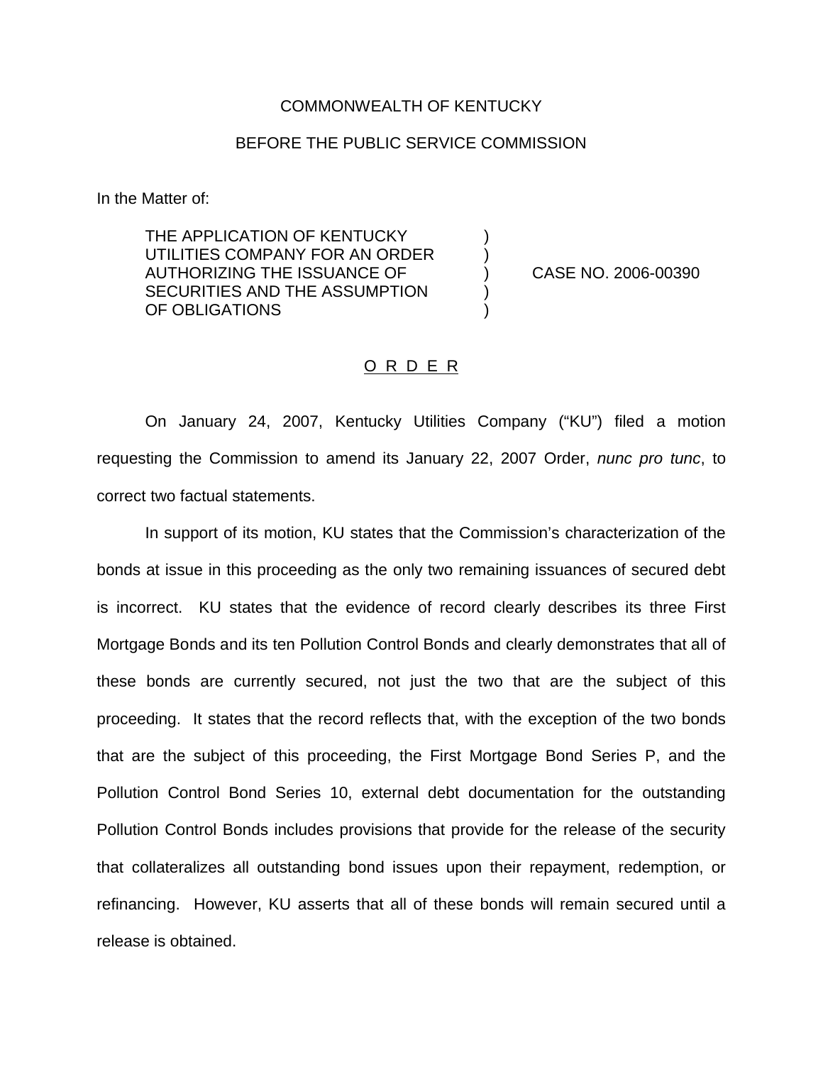COMMONWEALTH OF KENTUCKY

BEFORE THE PUBLIC SERVICE COMMISSION

In the Matter of:

| | | |
|---|---|---|
| THE APPLICATION OF KENTUCKY UTILITIES COMPANY FOR AN ORDER AUTHORIZING THE ISSUANCE OF SECURITIES AND THE ASSUMPTION OF OBLIGATIONS | ) ) ) ) ) | CASE NO. 2006-00390 |

O R D E R

On January 24, 2007, Kentucky Utilities Company ("KU") filed a motion requesting the Commission to amend its January 22, 2007 Order, *nunc pro tunc*, to correct two factual statements.

In support of its motion, KU states that the Commission's characterization of the bonds at issue in this proceeding as the only two remaining issuances of secured debt is incorrect. KU states that the evidence of record clearly describes its three First Mortgage Bonds and its ten Pollution Control Bonds and clearly demonstrates that all of these bonds are currently secured, not just the two that are the subject of this proceeding. It states that the record reflects that, with the exception of the two bonds that are the subject of this proceeding, the First Mortgage Bond Series P, and the Pollution Control Bond Series 10, external debt documentation for the outstanding Pollution Control Bonds includes provisions that provide for the release of the security that collateralizes all outstanding bond issues upon their repayment, redemption, or refinancing. However, KU asserts that all of these bonds will remain secured until a release is obtained.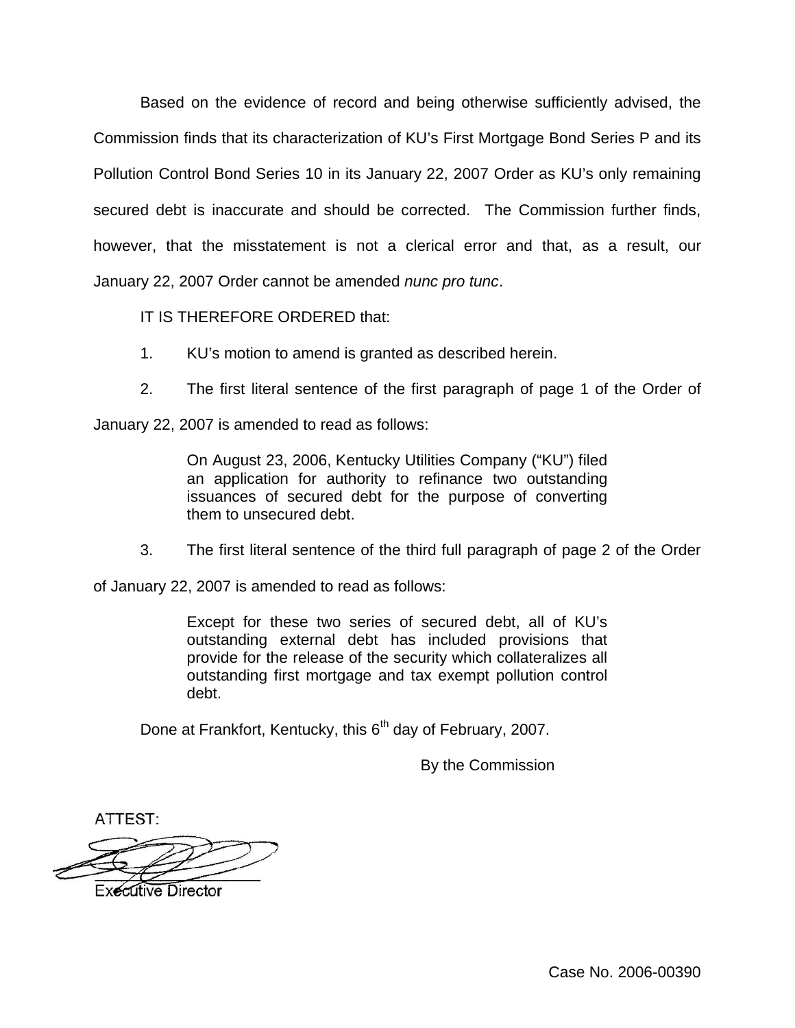Based on the evidence of record and being otherwise sufficiently advised, the Commission finds that its characterization of KU's First Mortgage Bond Series P and its Pollution Control Bond Series 10 in its January 22, 2007 Order as KU's only remaining secured debt is inaccurate and should be corrected. The Commission further finds, however, that the misstatement is not a clerical error and that, as a result, our January 22, 2007 Order cannot be amended *nunc pro tunc*.

IT IS THEREFORE ORDERED that:

1. KU's motion to amend is granted as described herein.

2. The first literal sentence of the first paragraph of page 1 of the Order of January 22, 2007 is amended to read as follows:

> On August 23, 2006, Kentucky Utilities Company ("KU") filed an application for authority to refinance two outstanding issuances of secured debt for the purpose of converting them to unsecured debt.

3. The first literal sentence of the third full paragraph of page 2 of the Order of January 22, 2007 is amended to read as follows:

> Except for these two series of secured debt, all of KU's outstanding external debt has included provisions that provide for the release of the security which collateralizes all outstanding first mortgage and tax exempt pollution control debt.

Done at Frankfort, Kentucky, this 6th day of February, 2007.

By the Commission

ATTEST:

Executive Director

Case No. 2006-00390